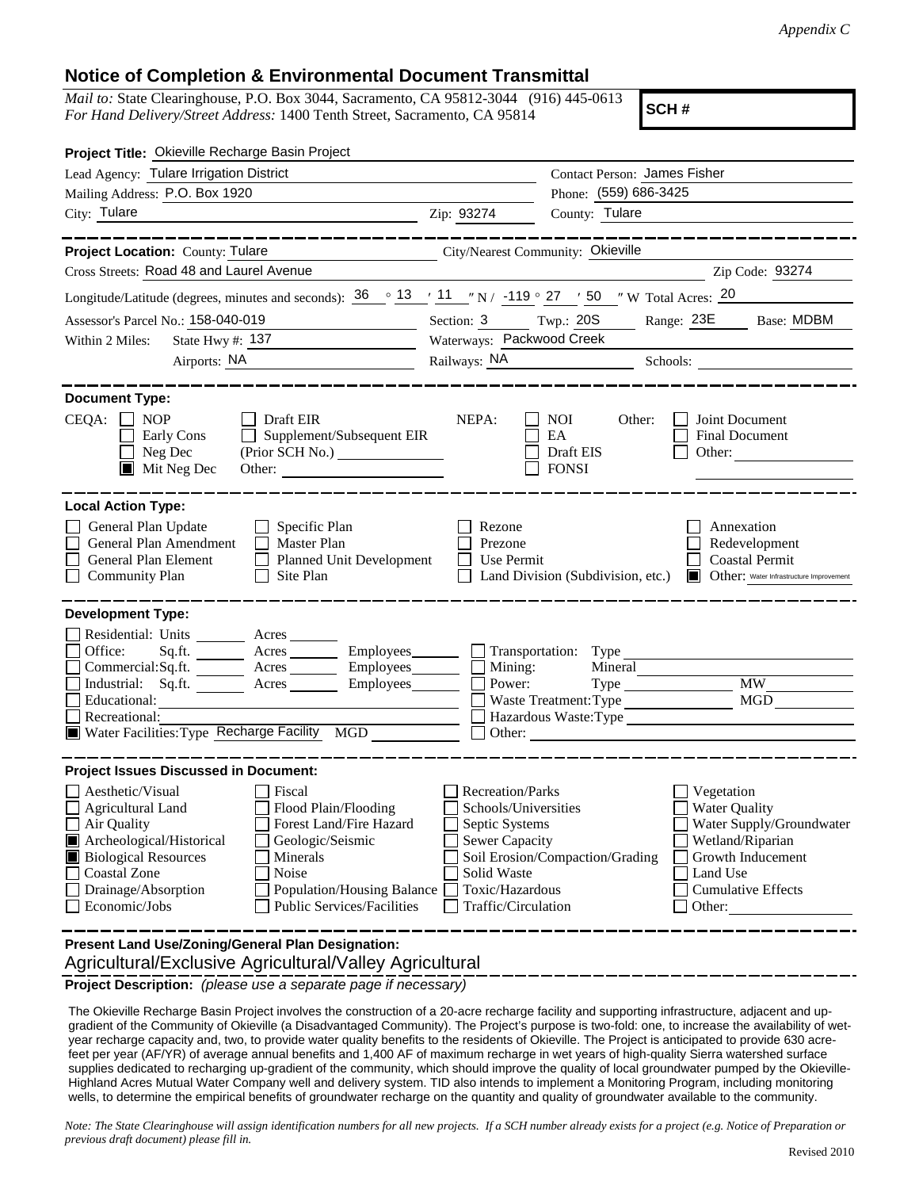*Appendix C*

## Notice of Completion & Environmental Document Transmittal

*Mail to:* State Clearinghouse, P.O. Box 3044, Sacramento, CA 95812-3044 (916) 445-0613
*For Hand Delivery/Street Address:* 1400 Tenth Street, Sacramento, CA 95814

**SCH #**

**Project Title:** Okieville Recharge Basin Project

Lead Agency: Tulare Irrigation District
Contact Person: James Fisher

Mailing Address: P.O. Box 1920
Phone: (559) 686-3425

City: Tulare
Zip: 93274
County: Tulare

---

**Project Location:** County: Tulare
City/Nearest Community: Okieville

Cross Streets: Road 48 and Laurel Avenue
Zip Code: 93274

Longitude/Latitude (degrees, minutes and seconds): 36 ° 13 ′ 11 ″ N / -119 ° 27 ′ 50 ″ W Total Acres: 20

Assessor's Parcel No.: 158-040-019
Section: 3 Twp.: 20S Range: 23E Base: MDBM

Within 2 Miles: State Hwy #: 137
Waterways: Packwood Creek

Airports: NA
Railways: NA
Schools:

---

**Document Type:**

CEQA: ☐ NOP ☐ Early Cons ☐ Neg Dec ■ Mit Neg Dec ☐ Draft EIR ☐ Supplement/Subsequent EIR (Prior SCH No.) Other:

NEPA: ☐ NOI ☐ EA ☐ Draft EIS ☐ FONSI

Other: ☐ Joint Document ☐ Final Document ☐ Other:

---

**Local Action Type:**

☐ General Plan Update ☐ General Plan Amendment ☐ General Plan Element ☐ Community Plan
☐ Specific Plan ☐ Master Plan ☐ Planned Unit Development ☐ Site Plan
☐ Rezone ☐ Prezone ☐ Use Permit ☐ Land Division (Subdivision, etc.)
☐ Annexation ☐ Redevelopment ☐ Coastal Permit ■ Other: Water Infrastructure Improvement

---

**Development Type:**

☐ Residential: Units Acres
☐ Office: Sq.ft. Acres Employees
☐ Commercial: Sq.ft. Acres Employees
☐ Industrial: Sq.ft. Acres Employees
☐ Educational:
☐ Recreational:
■ Water Facilities: Type Recharge Facility MGD
☐ Transportation: Type
☐ Mining: Mineral
☐ Power: Type MW
☐ Waste Treatment: Type MGD
☐ Hazardous Waste: Type
☐ Other:

---

**Project Issues Discussed in Document:**

☐ Aesthetic/Visual
☐ Agricultural Land
☐ Air Quality
■ Archeological/Historical
■ Biological Resources
☐ Coastal Zone
☐ Drainage/Absorption
☐ Economic/Jobs
☐ Fiscal
☐ Flood Plain/Flooding
☐ Forest Land/Fire Hazard
☐ Geologic/Seismic
☐ Minerals
☐ Noise
☐ Population/Housing Balance
☐ Public Services/Facilities
☐ Recreation/Parks
☐ Schools/Universities
☐ Septic Systems
☐ Sewer Capacity
☐ Soil Erosion/Compaction/Grading
☐ Solid Waste
☐ Toxic/Hazardous
☐ Traffic/Circulation
☐ Vegetation
☐ Water Quality
☐ Water Supply/Groundwater
☐ Wetland/Riparian
☐ Growth Inducement
☐ Land Use
☐ Cumulative Effects
☐ Other:

---

**Present Land Use/Zoning/General Plan Designation:**

Agricultural/Exclusive Agricultural/Valley Agricultural

**Project Description:** *(please use a separate page if necessary)*

The Okieville Recharge Basin Project involves the construction of a 20-acre recharge facility and supporting infrastructure, adjacent and up-gradient of the Community of Okieville (a Disadvantaged Community). The Project's purpose is two-fold: one, to increase the availability of wet-year recharge capacity and, two, to provide water quality benefits to the residents of Okieville. The Project is anticipated to provide 630 acre-feet per year (AF/YR) of average annual benefits and 1,400 AF of maximum recharge in wet years of high-quality Sierra watershed surface supplies dedicated to recharging up-gradient of the community, which should improve the quality of local groundwater pumped by the Okieville-Highland Acres Mutual Water Company well and delivery system. TID also intends to implement a Monitoring Program, including monitoring wells, to determine the empirical benefits of groundwater recharge on the quantity and quality of groundwater available to the community.

*Note: The State Clearinghouse will assign identification numbers for all new projects. If a SCH number already exists for a project (e.g. Notice of Preparation or previous draft document) please fill in.*

Revised 2010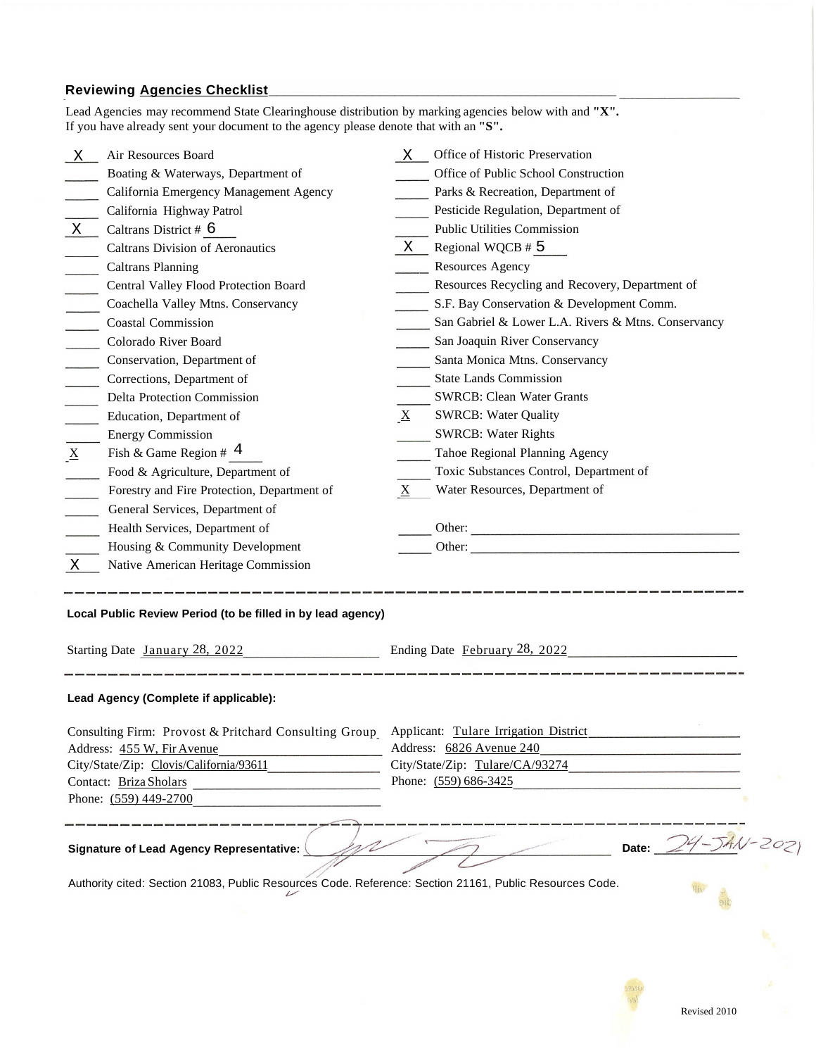## Reviewing Agencies Checklist

Lead Agencies may recommend State Clearinghouse distribution by marking agencies below with and **"X".**
If you have already sent your document to the agency please denote that with an **"S".**

| | | | |
|---|---|---|---|
| X | Air Resources Board | X | Office of Historic Preservation |
| | Boating & Waterways, Department of | | Office of Public School Construction |
| | California Emergency Management Agency | | Parks & Recreation, Department of |
| | California Highway Patrol | | Pesticide Regulation, Department of |
| X | Caltrans District # 6 | | Public Utilities Commission |
| | Caltrans Division of Aeronautics | X | Regional WQCB # 5 |
| | Caltrans Planning | | Resources Agency |
| | Central Valley Flood Protection Board | | Resources Recycling and Recovery, Department of |
| | Coachella Valley Mtns. Conservancy | | S.F. Bay Conservation & Development Comm. |
| | Coastal Commission | | San Gabriel & Lower L.A. Rivers & Mtns. Conservancy |
| | Colorado River Board | | San Joaquin River Conservancy |
| | Conservation, Department of | | Santa Monica Mtns. Conservancy |
| | Corrections, Department of | | State Lands Commission |
| | Delta Protection Commission | | SWRCB: Clean Water Grants |
| | Education, Department of | X | SWRCB: Water Quality |
| | Energy Commission | | SWRCB: Water Rights |
| X | Fish & Game Region # 4 | | Tahoe Regional Planning Agency |
| | Food & Agriculture, Department of | | Toxic Substances Control, Department of |
| | Forestry and Fire Protection, Department of | X | Water Resources, Department of |
| | General Services, Department of | | |
| | Health Services, Department of | | Other: |
| | Housing & Community Development | | Other: |
| X | Native American Heritage Commission | | |

---

**Local Public Review Period (to be filled in by lead agency)**

Starting Date January 28, 2022 Ending Date February 28, 2022

---

**Lead Agency (Complete if applicable):**

Consulting Firm: Provost & Pritchard Consulting Group
Address: 455 W, Fir Avenue
City/State/Zip: Clovis/California/93611
Contact: Briza Sholars
Phone: (559) 449-2700

Applicant: Tulare Irrigation District
Address: 6826 Avenue 240
City/State/Zip: Tulare/CA/93274
Phone: (559) 686-3425

---

**Signature of Lead Agency Representative:** [signature] **Date:** 24-JAN-2021

Authority cited: Section 21083, Public Resources Code. Reference: Section 21161, Public Resources Code.

Revised 2010